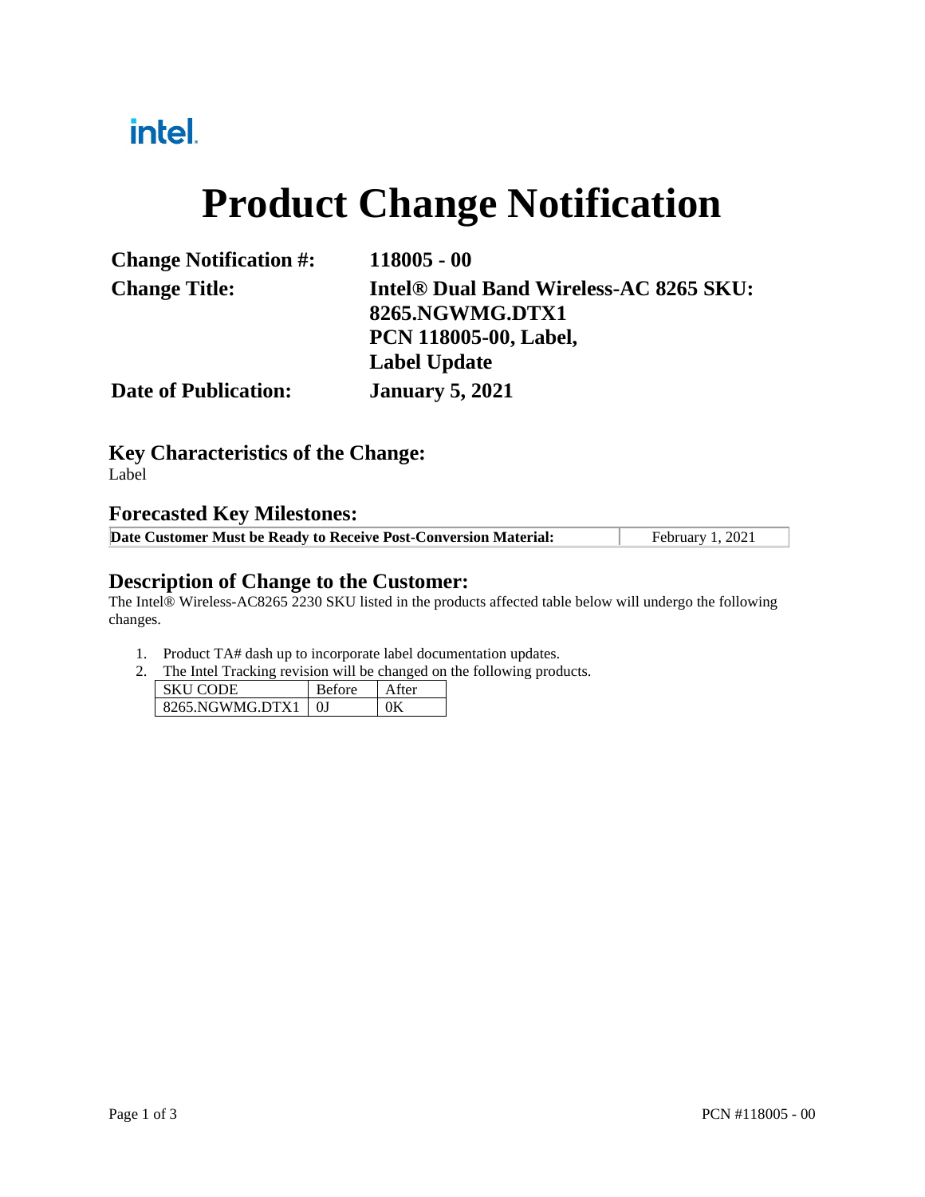intel.

# Product Change Notification

| | |
|---|---|
| **Change Notification #:** | **118005 - 00** |
| **Change Title:** | **Intel® Dual Band Wireless-AC 8265 SKU: 8265.NGWMG.DTX1 PCN 118005-00, Label, Label Update** |
| **Date of Publication:** | **January 5, 2021** |

## Key Characteristics of the Change:

Label

## Forecasted Key Milestones:

| | |
|---|---|
| **Date Customer Must be Ready to Receive Post-Conversion Material:** | February 1, 2021 |

## Description of Change to the Customer:

The Intel® Wireless-AC8265 2230 SKU listed in the products affected table below will undergo the following changes.

1. Product TA# dash up to incorporate label documentation updates.
2. The Intel Tracking revision will be changed on the following products.

| SKU CODE | Before | After |
|---|---|---|
| 8265.NGWMG.DTX1 | 0J | 0K |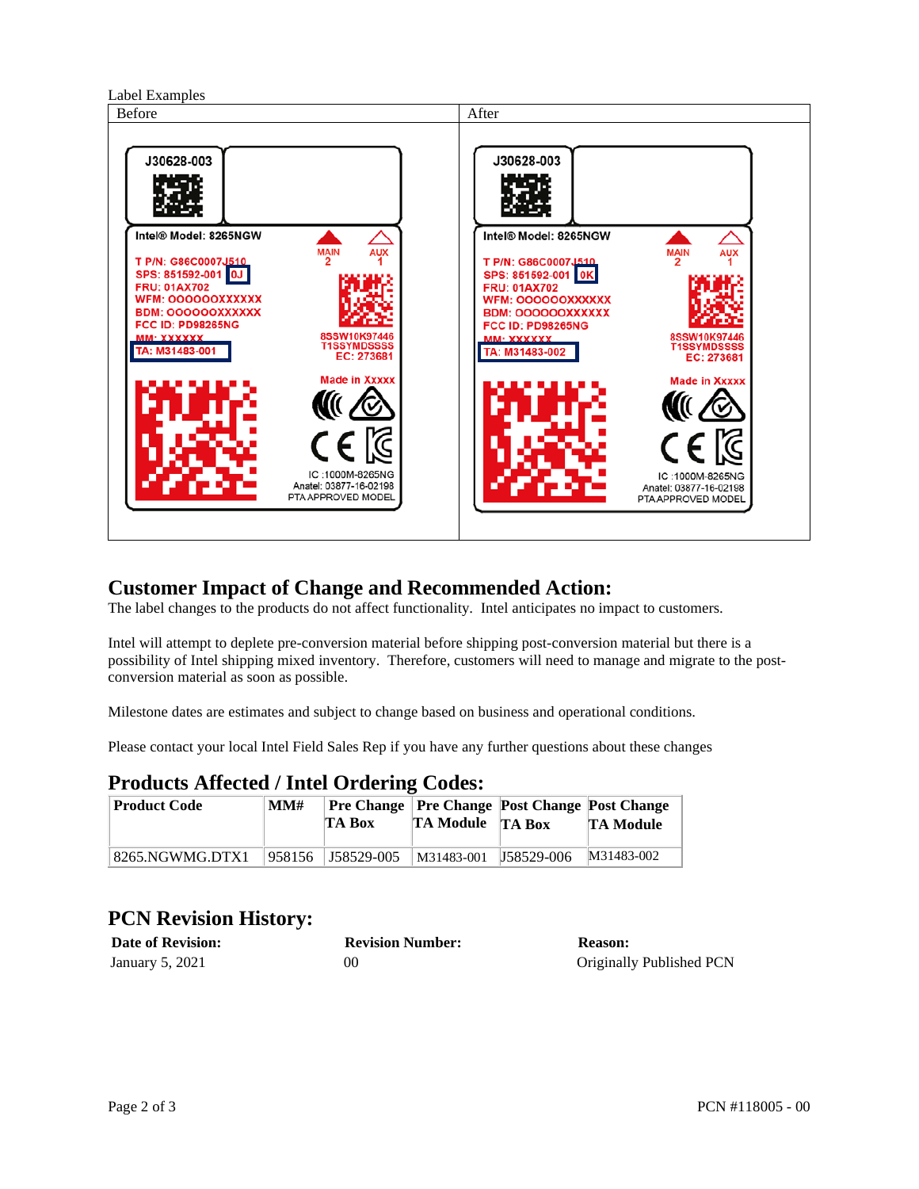Label Examples

| Before | After |
| --- | --- |
| J30628-003<br>Intel® Model: 8265NGW<br>T P/N: G86C0007J510<br>SPS: 851592-001 0J<br>FRU: 01AX702<br>WFM: OOOOOOXXXXXX<br>BDM: OOOOOOXXXXXX<br>FCC ID: PD98265NG<br>MM: XXXXXX<br>TA: M31483-001<br>MAIN 2 AUX 1<br>8SSW10K97446<br>T1SSYMDSSSS<br>EC: 273681<br>Made in Xxxxx<br>IC :1000M-8265NG<br>Anatel: 03877-16-02198<br>PTA APPROVED MODEL | J30628-003<br>Intel® Model: 8265NGW<br>T P/N: G86C0007J510<br>SPS: 851592-001 0K<br>FRU: 01AX702<br>WFM: OOOOOOXXXXXX<br>BDM: OOOOOOXXXXXX<br>FCC ID: PD98265NG<br>MM: XXXXXX<br>TA: M31483-002<br>MAIN 2 AUX 1<br>8SSW10K97446<br>T1SSYMDSSSS<br>EC: 273681<br>Made in Xxxxx<br>IC :1000M-8265NG<br>Anatel: 03877-16-02198<br>PTA APPROVED MODEL |

## Customer Impact of Change and Recommended Action:

The label changes to the products do not affect functionality. Intel anticipates no impact to customers.

Intel will attempt to deplete pre-conversion material before shipping post-conversion material but there is a possibility of Intel shipping mixed inventory. Therefore, customers will need to manage and migrate to the post-conversion material as soon as possible.

Milestone dates are estimates and subject to change based on business and operational conditions.

Please contact your local Intel Field Sales Rep if you have any further questions about these changes

## Products Affected / Intel Ordering Codes:

| Product Code | MM# | Pre Change TA Box | Pre Change TA Module | Post Change TA Box | Post Change TA Module |
| --- | --- | --- | --- | --- | --- |
| 8265.NGWMG.DTX1 | 958156 | J58529-005 | M31483-001 | J58529-006 | M31483-002 |

## PCN Revision History:

| Date of Revision: | Revision Number: | Reason: |
| --- | --- | --- |
| January 5, 2021 | 00 | Originally Published PCN |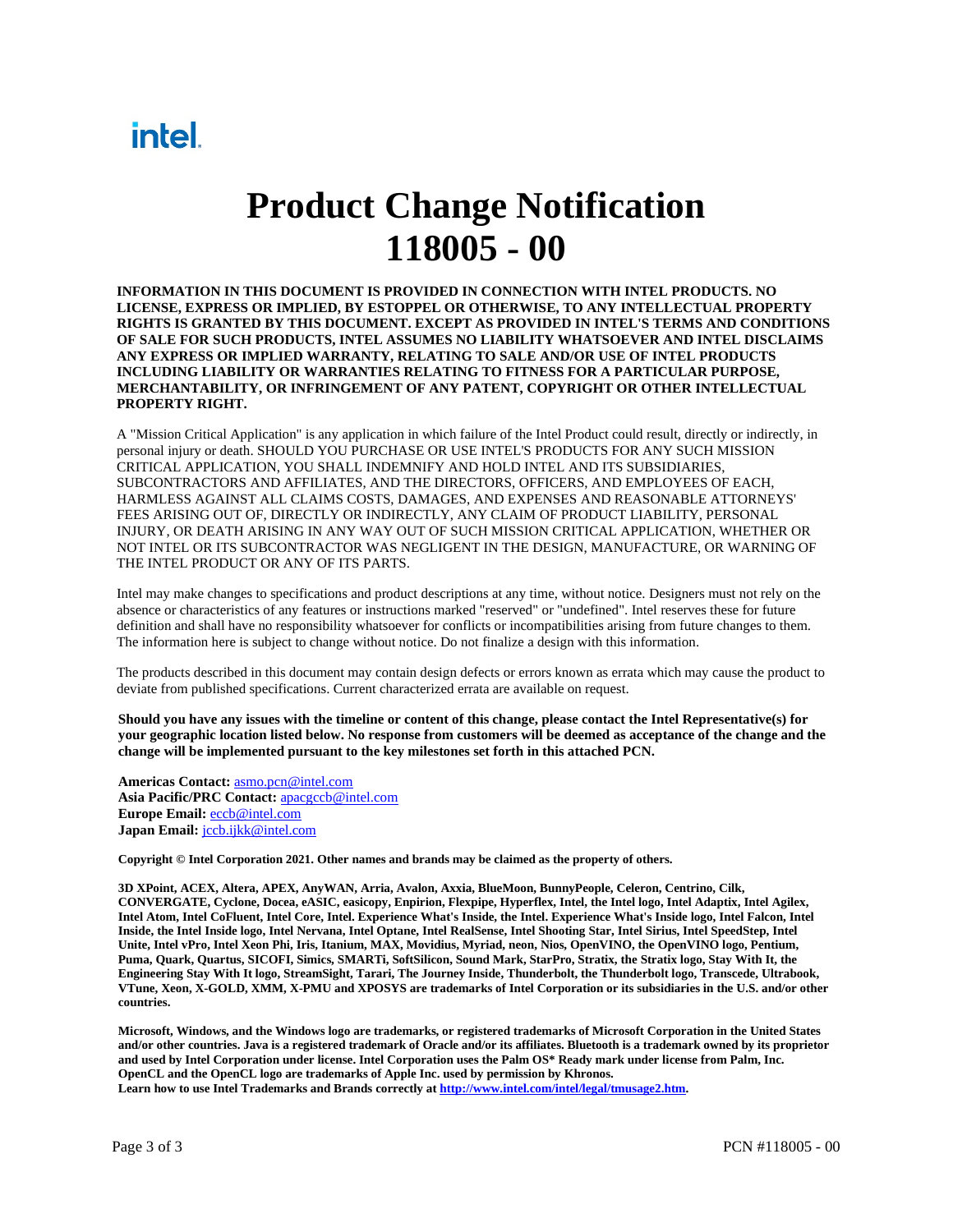intel.

# Product Change Notification
# 118005 - 00

**INFORMATION IN THIS DOCUMENT IS PROVIDED IN CONNECTION WITH INTEL PRODUCTS. NO LICENSE, EXPRESS OR IMPLIED, BY ESTOPPEL OR OTHERWISE, TO ANY INTELLECTUAL PROPERTY RIGHTS IS GRANTED BY THIS DOCUMENT. EXCEPT AS PROVIDED IN INTEL'S TERMS AND CONDITIONS OF SALE FOR SUCH PRODUCTS, INTEL ASSUMES NO LIABILITY WHATSOEVER AND INTEL DISCLAIMS ANY EXPRESS OR IMPLIED WARRANTY, RELATING TO SALE AND/OR USE OF INTEL PRODUCTS INCLUDING LIABILITY OR WARRANTIES RELATING TO FITNESS FOR A PARTICULAR PURPOSE, MERCHANTABILITY, OR INFRINGEMENT OF ANY PATENT, COPYRIGHT OR OTHER INTELLECTUAL PROPERTY RIGHT.**

A "Mission Critical Application" is any application in which failure of the Intel Product could result, directly or indirectly, in personal injury or death. SHOULD YOU PURCHASE OR USE INTEL'S PRODUCTS FOR ANY SUCH MISSION CRITICAL APPLICATION, YOU SHALL INDEMNIFY AND HOLD INTEL AND ITS SUBSIDIARIES, SUBCONTRACTORS AND AFFILIATES, AND THE DIRECTORS, OFFICERS, AND EMPLOYEES OF EACH, HARMLESS AGAINST ALL CLAIMS COSTS, DAMAGES, AND EXPENSES AND REASONABLE ATTORNEYS' FEES ARISING OUT OF, DIRECTLY OR INDIRECTLY, ANY CLAIM OF PRODUCT LIABILITY, PERSONAL INJURY, OR DEATH ARISING IN ANY WAY OUT OF SUCH MISSION CRITICAL APPLICATION, WHETHER OR NOT INTEL OR ITS SUBCONTRACTOR WAS NEGLIGENT IN THE DESIGN, MANUFACTURE, OR WARNING OF THE INTEL PRODUCT OR ANY OF ITS PARTS.

Intel may make changes to specifications and product descriptions at any time, without notice. Designers must not rely on the absence or characteristics of any features or instructions marked "reserved" or "undefined". Intel reserves these for future definition and shall have no responsibility whatsoever for conflicts or incompatibilities arising from future changes to them. The information here is subject to change without notice. Do not finalize a design with this information.

The products described in this document may contain design defects or errors known as errata which may cause the product to deviate from published specifications. Current characterized errata are available on request.

**Should you have any issues with the timeline or content of this change, please contact the Intel Representative(s) for your geographic location listed below. No response from customers will be deemed as acceptance of the change and the change will be implemented pursuant to the key milestones set forth in this attached PCN.**

**Americas Contact:** asmo.pcn@intel.com
**Asia Pacific/PRC Contact:** apacgccb@intel.com
**Europe Email:** eccb@intel.com
**Japan Email:** jccb.ijkk@intel.com

**Copyright © Intel Corporation 2021. Other names and brands may be claimed as the property of others.**

**3D XPoint, ACEX, Altera, APEX, AnyWAN, Arria, Avalon, Axxia, BlueMoon, BunnyPeople, Celeron, Centrino, Cilk, CONVERGATE, Cyclone, Docea, eASIC, easicopy, Enpirion, Flexpipe, Hyperflex, Intel, the Intel logo, Intel Adaptix, Intel Agilex, Intel Atom, Intel CoFluent, Intel Core, Intel. Experience What's Inside, the Intel. Experience What's Inside logo, Intel Falcon, Intel Inside, the Intel Inside logo, Intel Nervana, Intel Optane, Intel RealSense, Intel Shooting Star, Intel Sirius, Intel SpeedStep, Intel Unite, Intel vPro, Intel Xeon Phi, Iris, Itanium, MAX, Movidius, Myriad, neon, Nios, OpenVINO, the OpenVINO logo, Pentium, Puma, Quark, Quartus, SICOFI, Simics, SMARTi, SoftSilicon, Sound Mark, StarPro, Stratix, the Stratix logo, Stay With It, the Engineering Stay With It logo, StreamSight, Tarari, The Journey Inside, Thunderbolt, the Thunderbolt logo, Transcede, Ultrabook, VTune, Xeon, X-GOLD, XMM, X-PMU and XPOSYS are trademarks of Intel Corporation or its subsidiaries in the U.S. and/or other countries.**

**Microsoft, Windows, and the Windows logo are trademarks, or registered trademarks of Microsoft Corporation in the United States and/or other countries. Java is a registered trademark of Oracle and/or its affiliates. Bluetooth is a trademark owned by its proprietor and used by Intel Corporation under license. Intel Corporation uses the Palm OS* Ready mark under license from Palm, Inc. OpenCL and the OpenCL logo are trademarks of Apple Inc. used by permission by Khronos.**
**Learn how to use Intel Trademarks and Brands correctly at http://www.intel.com/intel/legal/tmusage2.htm.**